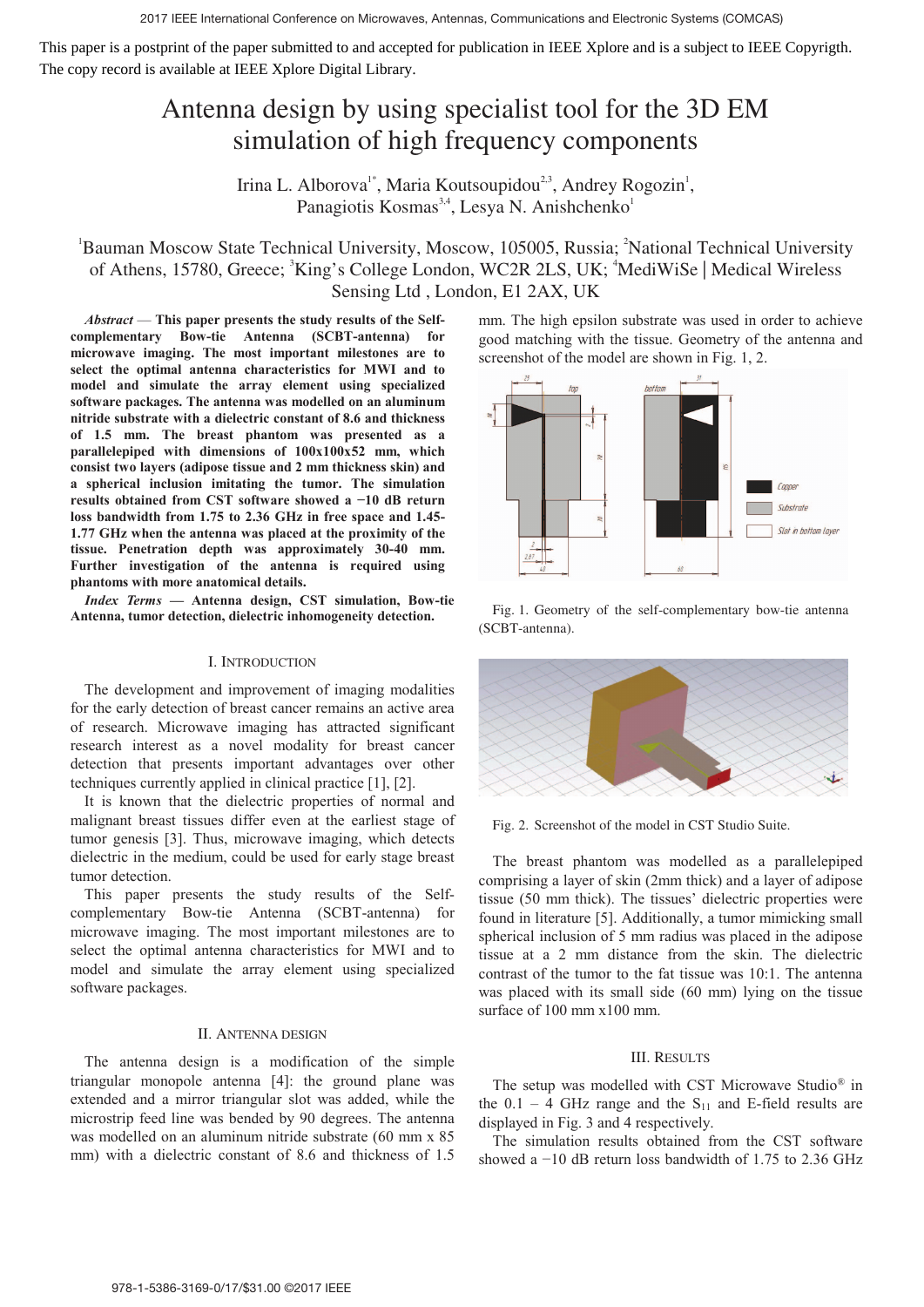This paper is a postprint of the paper submitted to and accepted for publication in IEEE Xplore and is a subject to IEEE Copyrigth. The copy record is available at IEEE Xplore Digital Library.

# Antenna design by using specialist tool for the 3D EM simulation of high frequency components

Irina L. Alborova[1*], Maria Koutsoupidou[2,3], Andrey Rogozin[1], Panagiotis Kosmas[3,4], Lesya N. Anishchenko[1]

[1]Bauman Moscow State Technical University, Moscow, 105005, Russia; [2]National Technical University of Athens, 15780, Greece; [3]King's College London, WC2R 2LS, UK; [4]MediWiSe | Medical Wireless Sensing Ltd , London, E1 2AX, UK

***Abstract*** **— This paper presents the study results of the Self-complementary Bow-tie Antenna (SCBT-antenna) for microwave imaging. The most important milestones are to select the optimal antenna characteristics for MWI and to model and simulate the array element using specialized software packages. The antenna was modelled on an aluminum nitride substrate with a dielectric constant of 8.6 and thickness of 1.5 mm. The breast phantom was presented as a parallelepiped with dimensions of 100x100x52 mm, which consist two layers (adipose tissue and 2 mm thickness skin) and a spherical inclusion imitating the tumor. The simulation results obtained from CST software showed a −10 dB return loss bandwidth from 1.75 to 2.36 GHz in free space and 1.45-1.77 GHz when the antenna was placed at the proximity of the tissue. Penetration depth was approximately 30-40 mm. Further investigation of the antenna is required using phantoms with more anatomical details.**

***Index Terms*** **— Antenna design, CST simulation, Bow-tie Antenna, tumor detection, dielectric inhomogeneity detection.**

## I. Introduction

The development and improvement of imaging modalities for the early detection of breast cancer remains an active area of research. Microwave imaging has attracted significant research interest as a novel modality for breast cancer detection that presents important advantages over other techniques currently applied in clinical practice [1], [2].

It is known that the dielectric properties of normal and malignant breast tissues differ even at the earliest stage of tumor genesis [3]. Thus, microwave imaging, which detects dielectric in the medium, could be used for early stage breast tumor detection.

This paper presents the study results of the Self-complementary Bow-tie Antenna (SCBT-antenna) for microwave imaging. The most important milestones are to select the optimal antenna characteristics for MWI and to model and simulate the array element using specialized software packages.

## II. Antenna Design

The antenna design is a modification of the simple triangular monopole antenna [4]: the ground plane was extended and a mirror triangular slot was added, while the microstrip feed line was bended by 90 degrees. The antenna was modelled on an aluminum nitride substrate (60 mm x 85 mm) with a dielectric constant of 8.6 and thickness of 1.5 mm. The high epsilon substrate was used in order to achieve good matching with the tissue. Geometry of the antenna and screenshot of the model are shown in Fig. 1, 2.

Fig. 1. Geometry of the self-complementary bow-tie antenna (SCBT-antenna).

Fig. 2. Screenshot of the model in CST Studio Suite.

The breast phantom was modelled as a parallelepiped comprising a layer of skin (2mm thick) and a layer of adipose tissue (50 mm thick). The tissues' dielectric properties were found in literature [5]. Additionally, a tumor mimicking small spherical inclusion of 5 mm radius was placed in the adipose tissue at a 2 mm distance from the skin. The dielectric contrast of the tumor to the fat tissue was 10:1. The antenna was placed with its small side (60 mm) lying on the tissue surface of 100 mm x100 mm.

## III. Results

The setup was modelled with CST Microwave Studio® in the 0.1 – 4 GHz range and the $S_{11}$ and E-field results are displayed in Fig. 3 and 4 respectively.

The simulation results obtained from the CST software showed a −10 dB return loss bandwidth of 1.75 to 2.36 GHz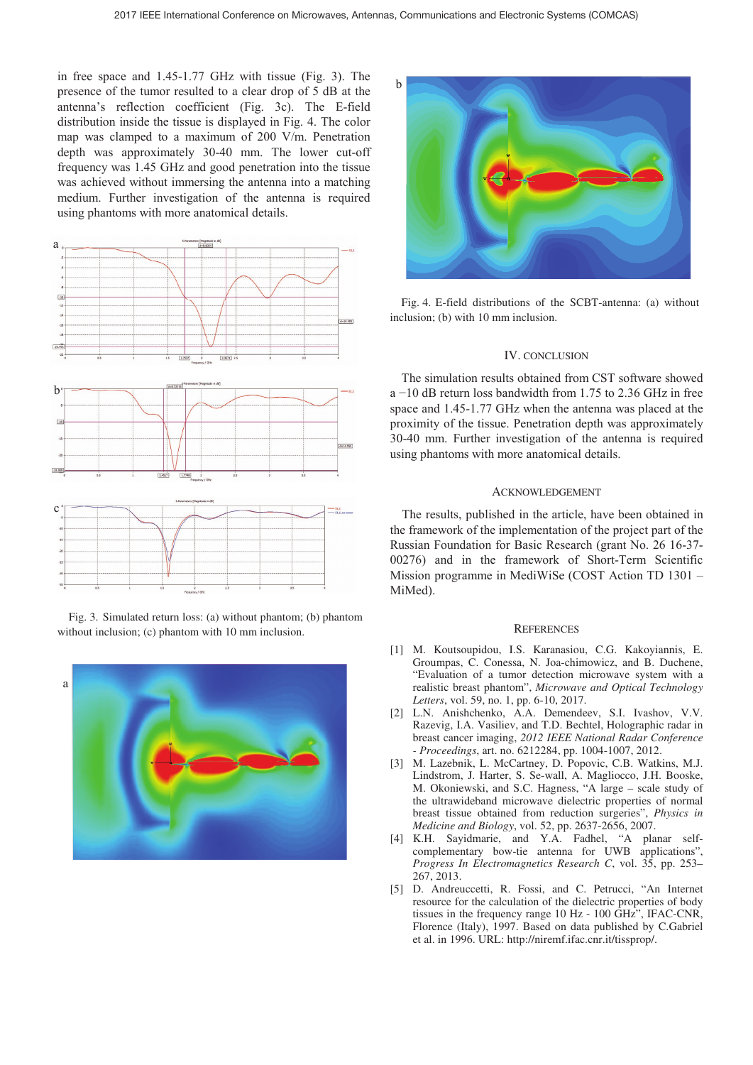in free space and 1.45-1.77 GHz with tissue (Fig. 3). The presence of the tumor resulted to a clear drop of 5 dB at the antenna's reflection coefficient (Fig. 3c). The E-field distribution inside the tissue is displayed in Fig. 4. The color map was clamped to a maximum of 200 V/m. Penetration depth was approximately 30-40 mm. The lower cut-off frequency was 1.45 GHz and good penetration into the tissue was achieved without immersing the antenna into a matching medium. Further investigation of the antenna is required using phantoms with more anatomical details.

Fig. 3. Simulated return loss: (a) without phantom; (b) phantom without inclusion; (c) phantom with 10 mm inclusion.

Fig. 4. E-field distributions of the SCBT-antenna: (a) without inclusion; (b) with 10 mm inclusion.

## IV. Conclusion

The simulation results obtained from CST software showed a −10 dB return loss bandwidth from 1.75 to 2.36 GHz in free space and 1.45-1.77 GHz when the antenna was placed at the proximity of the tissue. Penetration depth was approximately 30-40 mm. Further investigation of the antenna is required using phantoms with more anatomical details.

## Acknowledgement

The results, published in the article, have been obtained in the framework of the implementation of the project part of the Russian Foundation for Basic Research (grant No. 26 16-37-00276) and in the framework of Short-Term Scientific Mission programme in MediWiSe (COST Action TD 1301 – MiMed).

## References

[1] M. Koutsoupidou, I.S. Karanasiou, C.G. Kakoyiannis, E. Groumpas, C. Conessa, N. Joa-chimowicz, and B. Duchene, "Evaluation of a tumor detection microwave system with a realistic breast phantom", *Microwave and Optical Technology Letters*, vol. 59, no. 1, pp. 6-10, 2017.

[2] L.N. Anishchenko, A.A. Demendeev, S.I. Ivashov, V.V. Razevig, I.A. Vasiliev, and T.D. Bechtel, Holographic radar in breast cancer imaging, *2012 IEEE National Radar Conference - Proceedings*, art. no. 6212284, pp. 1004-1007, 2012.

[3] M. Lazebnik, L. McCartney, D. Popovic, C.B. Watkins, M.J. Lindstrom, J. Harter, S. Se-wall, A. Magliocco, J.H. Booske, M. Okoniewski, and S.C. Hagness, "A large – scale study of the ultrawideband microwave dielectric properties of normal breast tissue obtained from reduction surgeries", *Physics in Medicine and Biology*, vol. 52, pp. 2637-2656, 2007.

[4] K.H. Sayidmarie, and Y.A. Fadhel, "A planar self-complementary bow-tie antenna for UWB applications", *Progress In Electromagnetics Research C*, vol. 35, pp. 253–267, 2013.

[5] D. Andreuccetti, R. Fossi, and C. Petrucci, "An Internet resource for the calculation of the dielectric properties of body tissues in the frequency range 10 Hz - 100 GHz", IFAC-CNR, Florence (Italy), 1997. Based on data published by C.Gabriel et al. in 1996. URL: http://niremf.ifac.cnr.it/tissprop/.